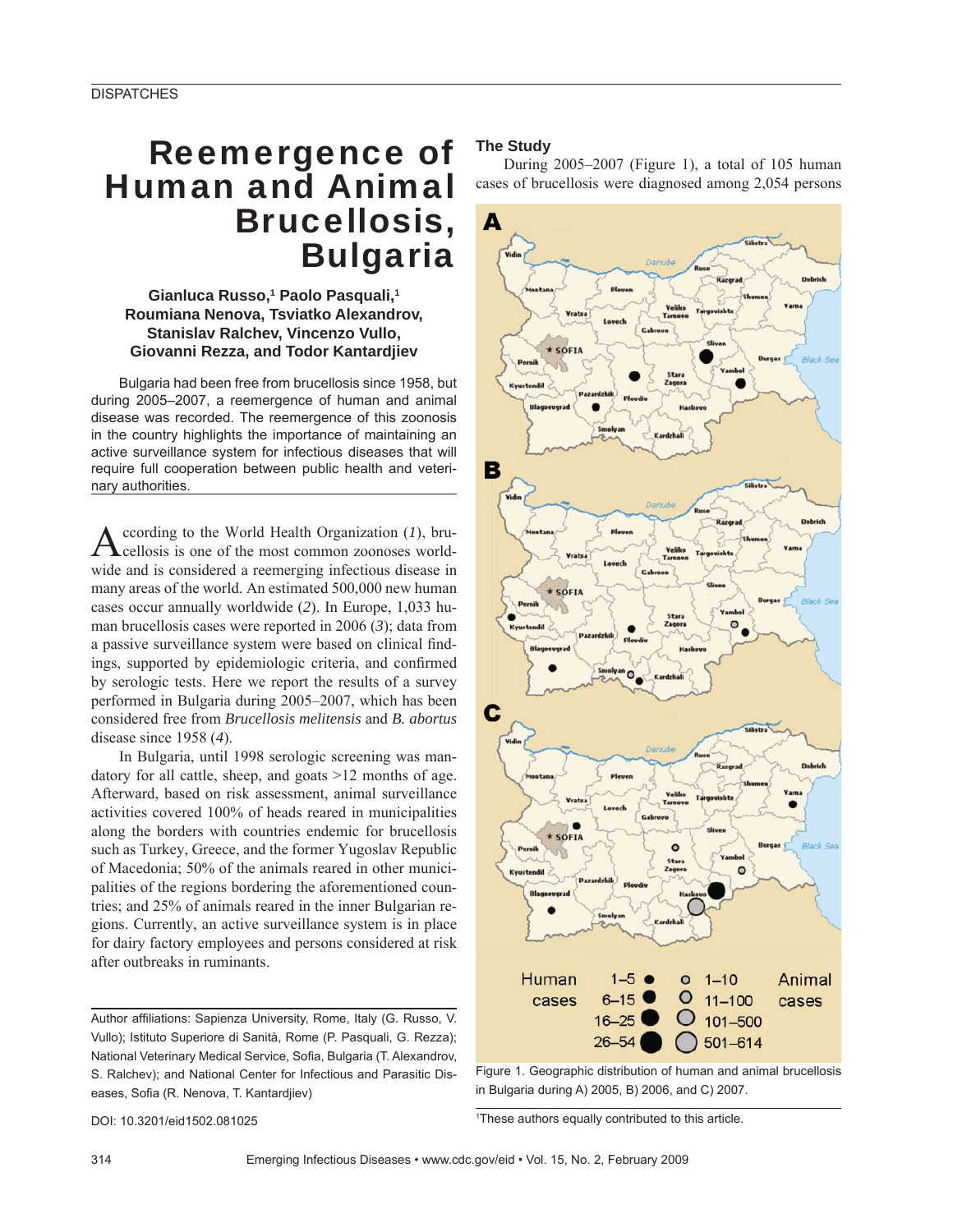DISPATCHES

# Reemergence of Human and Animal Brucellosis, Bulgaria

**Gianluca Russo,[1] Paolo Pasquali,[1] Roumiana Nenova, Tsviatko Alexandrov, Stanislav Ralchev, Vincenzo Vullo, Giovanni Rezza, and Todor Kantardjiev**

Bulgaria had been free from brucellosis since 1958, but during 2005–2007, a reemergence of human and animal disease was recorded. The reemergence of this zoonosis in the country highlights the importance of maintaining an active surveillance system for infectious diseases that will require full cooperation between public health and veterinary authorities.

According to the World Health Organization (*1*), brucellosis is one of the most common zoonoses worldwide and is considered a reemerging infectious disease in many areas of the world. An estimated 500,000 new human cases occur annually worldwide (*2*). In Europe, 1,033 human brucellosis cases were reported in 2006 (*3*); data from a passive surveillance system were based on clinical findings, supported by epidemiologic criteria, and confirmed by serologic tests. Here we report the results of a survey performed in Bulgaria during 2005–2007, which has been considered free from *Brucellosis melitensis* and *B. abortus* disease since 1958 (*4*).

In Bulgaria, until 1998 serologic screening was mandatory for all cattle, sheep, and goats >12 months of age. Afterward, based on risk assessment, animal surveillance activities covered 100% of heads reared in municipalities along the borders with countries endemic for brucellosis such as Turkey, Greece, and the former Yugoslav Republic of Macedonia; 50% of the animals reared in other municipalities of the regions bordering the aforementioned countries; and 25% of animals reared in the inner Bulgarian regions. Currently, an active surveillance system is in place for dairy factory employees and persons considered at risk after outbreaks in ruminants.

Author affiliations: Sapienza University, Rome, Italy (G. Russo, V. Vullo); Istituto Superiore di Sanità, Rome (P. Pasquali, G. Rezza); National Veterinary Medical Service, Sofia, Bulgaria (T. Alexandrov, S. Ralchev); and National Center for Infectious and Parasitic Diseases, Sofia (R. Nenova, T. Kantardjiev)

DOI: 10.3201/eid1502.081025

## The Study

During 2005–2007 (Figure 1), a total of 105 human cases of brucellosis were diagnosed among 2,054 persons

Figure 1. Geographic distribution of human and animal brucellosis in Bulgaria during A) 2005, B) 2006, and C) 2007.

[1]These authors equally contributed to this article.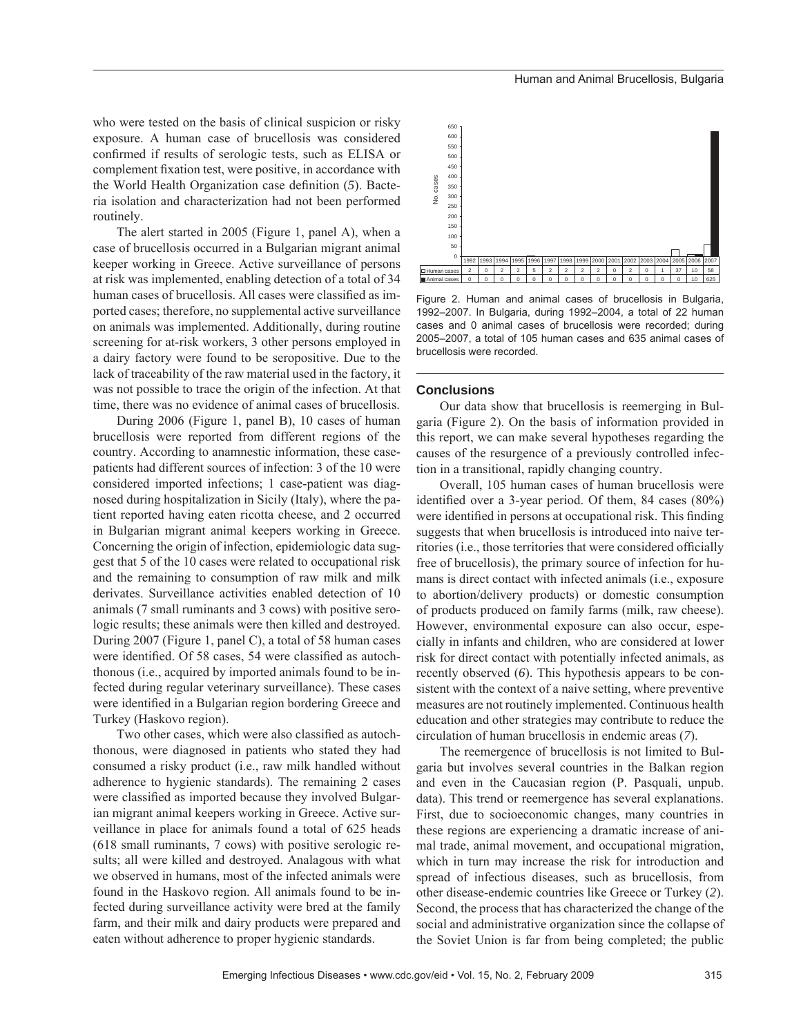who were tested on the basis of clinical suspicion or risky exposure. A human case of brucellosis was considered confirmed if results of serologic tests, such as ELISA or complement fixation test, were positive, in accordance with the World Health Organization case definition (*5*). Bacteria isolation and characterization had not been performed routinely.

The alert started in 2005 (Figure 1, panel A), when a case of brucellosis occurred in a Bulgarian migrant animal keeper working in Greece. Active surveillance of persons at risk was implemented, enabling detection of a total of 34 human cases of brucellosis. All cases were classified as imported cases; therefore, no supplemental active surveillance on animals was implemented. Additionally, during routine screening for at-risk workers, 3 other persons employed in a dairy factory were found to be seropositive. Due to the lack of traceability of the raw material used in the factory, it was not possible to trace the origin of the infection. At that time, there was no evidence of animal cases of brucellosis.

During 2006 (Figure 1, panel B), 10 cases of human brucellosis were reported from different regions of the country. According to anamnestic information, these case-patients had different sources of infection: 3 of the 10 were considered imported infections; 1 case-patient was diagnosed during hospitalization in Sicily (Italy), where the patient reported having eaten ricotta cheese, and 2 occurred in Bulgarian migrant animal keepers working in Greece. Concerning the origin of infection, epidemiologic data suggest that 5 of the 10 cases were related to occupational risk and the remaining to consumption of raw milk and milk derivates. Surveillance activities enabled detection of 10 animals (7 small ruminants and 3 cows) with positive serologic results; these animals were then killed and destroyed. During 2007 (Figure 1, panel C), a total of 58 human cases were identified. Of 58 cases, 54 were classified as autochthonous (i.e., acquired by imported animals found to be infected during regular veterinary surveillance). These cases were identified in a Bulgarian region bordering Greece and Turkey (Haskovo region).

Two other cases, which were also classified as autochthonous, were diagnosed in patients who stated they had consumed a risky product (i.e., raw milk handled without adherence to hygienic standards). The remaining 2 cases were classified as imported because they involved Bulgarian migrant animal keepers working in Greece. Active surveillance in place for animals found a total of 625 heads (618 small ruminants, 7 cows) with positive serologic results; all were killed and destroyed. Analagous with what we observed in humans, most of the infected animals were found in the Haskovo region. All animals found to be infected during surveillance activity were bred at the family farm, and their milk and dairy products were prepared and eaten without adherence to proper hygienic standards.

| | 1992 | 1993 | 1994 | 1995 | 1996 | 1997 | 1998 | 1999 | 2000 | 2001 | 2002 | 2003 | 2004 | 2005 | 2006 | 2007 |
|---|---|---|---|---|---|---|---|---|---|---|---|---|---|---|---|---|
| Human cases | 2 | 0 | 2 | 2 | 5 | 2 | 2 | 2 | 2 | 0 | 2 | 0 | 1 | 37 | 10 | 58 |
| Animal cases | 0 | 0 | 0 | 0 | 0 | 0 | 0 | 0 | 0 | 0 | 0 | 0 | 0 | 0 | 10 | 625 |

Figure 2. Human and animal cases of brucellosis in Bulgaria, 1992–2007. In Bulgaria, during 1992–2004, a total of 22 human cases and 0 animal cases of brucellosis were recorded; during 2005–2007, a total of 105 human cases and 635 animal cases of brucellosis were recorded.

## Conclusions

Our data show that brucellosis is reemerging in Bulgaria (Figure 2). On the basis of information provided in this report, we can make several hypotheses regarding the causes of the resurgence of a previously controlled infection in a transitional, rapidly changing country.

Overall, 105 human cases of human brucellosis were identified over a 3-year period. Of them, 84 cases (80%) were identified in persons at occupational risk. This finding suggests that when brucellosis is introduced into naive territories (i.e., those territories that were considered officially free of brucellosis), the primary source of infection for humans is direct contact with infected animals (i.e., exposure to abortion/delivery products) or domestic consumption of products produced on family farms (milk, raw cheese). However, environmental exposure can also occur, especially in infants and children, who are considered at lower risk for direct contact with potentially infected animals, as recently observed (*6*). This hypothesis appears to be consistent with the context of a naive setting, where preventive measures are not routinely implemented. Continuous health education and other strategies may contribute to reduce the circulation of human brucellosis in endemic areas (*7*).

The reemergence of brucellosis is not limited to Bulgaria but involves several countries in the Balkan region and even in the Caucasian region (P. Pasquali, unpub. data). This trend or reemergence has several explanations. First, due to socioeconomic changes, many countries in these regions are experiencing a dramatic increase of animal trade, animal movement, and occupational migration, which in turn may increase the risk for introduction and spread of infectious diseases, such as brucellosis, from other disease-endemic countries like Greece or Turkey (*2*). Second, the process that has characterized the change of the social and administrative organization since the collapse of the Soviet Union is far from being completed; the public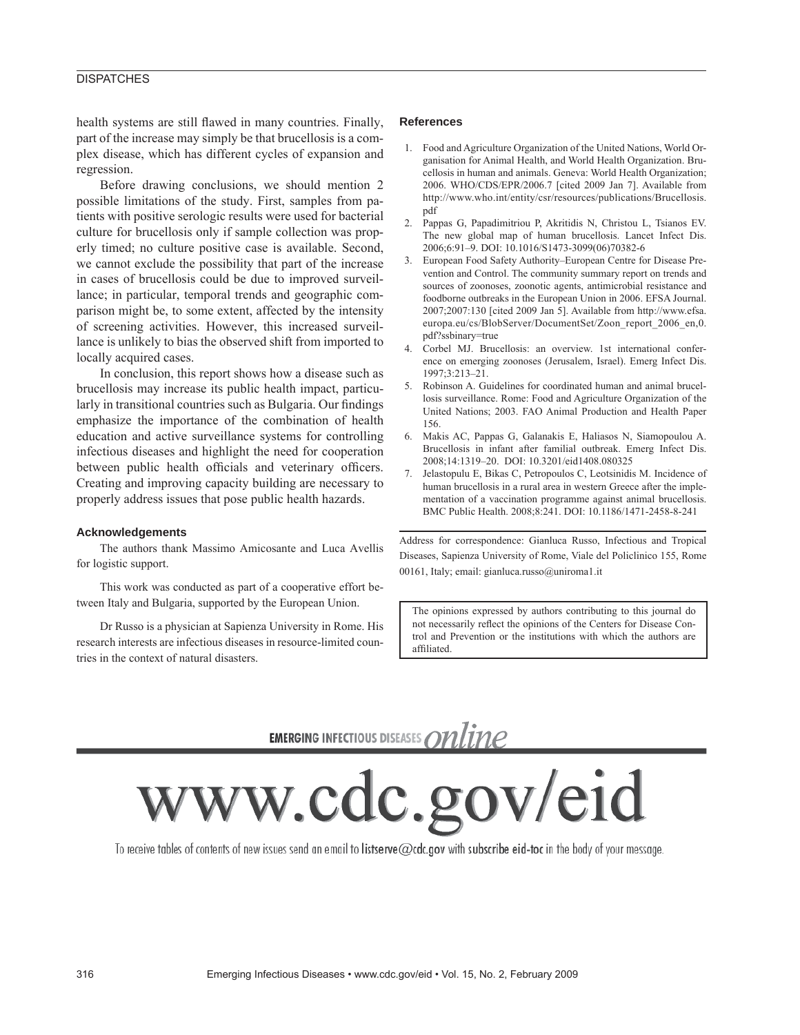health systems are still flawed in many countries. Finally, part of the increase may simply be that brucellosis is a complex disease, which has different cycles of expansion and regression.

Before drawing conclusions, we should mention 2 possible limitations of the study. First, samples from patients with positive serologic results were used for bacterial culture for brucellosis only if sample collection was properly timed; no culture positive case is available. Second, we cannot exclude the possibility that part of the increase in cases of brucellosis could be due to improved surveillance; in particular, temporal trends and geographic comparison might be, to some extent, affected by the intensity of screening activities. However, this increased surveillance is unlikely to bias the observed shift from imported to locally acquired cases.

In conclusion, this report shows how a disease such as brucellosis may increase its public health impact, particularly in transitional countries such as Bulgaria. Our findings emphasize the importance of the combination of health education and active surveillance systems for controlling infectious diseases and highlight the need for cooperation between public health officials and veterinary officers. Creating and improving capacity building are necessary to properly address issues that pose public health hazards.

### Acknowledgements

The authors thank Massimo Amicosante and Luca Avellis for logistic support.

This work was conducted as part of a cooperative effort between Italy and Bulgaria, supported by the European Union.

Dr Russo is a physician at Sapienza University in Rome. His research interests are infectious diseases in resource-limited countries in the context of natural disasters.

### References

1. Food and Agriculture Organization of the United Nations, World Organisation for Animal Health, and World Health Organization. Brucellosis in human and animals. Geneva: World Health Organization; 2006. WHO/CDS/EPR/2006.7 [cited 2009 Jan 7]. Available from http://www.who.int/entity/csr/resources/publications/Brucellosis.pdf
2. Pappas G, Papadimitriou P, Akritidis N, Christou L, Tsianos EV. The new global map of human brucellosis. Lancet Infect Dis. 2006;6:91–9. DOI: 10.1016/S1473-3099(06)70382-6
3. European Food Safety Authority–European Centre for Disease Prevention and Control. The community summary report on trends and sources of zoonoses, zoonotic agents, antimicrobial resistance and foodborne outbreaks in the European Union in 2006. EFSA Journal. 2007;2007:130 [cited 2009 Jan 5]. Available from http://www.efsa.europa.eu/cs/BlobServer/DocumentSet/Zoon_report_2006_en,0.pdf?ssbinary=true
4. Corbel MJ. Brucellosis: an overview. 1st international conference on emerging zoonoses (Jerusalem, Israel). Emerg Infect Dis. 1997;3:213–21.
5. Robinson A. Guidelines for coordinated human and animal brucellosis surveillance. Rome: Food and Agriculture Organization of the United Nations; 2003. FAO Animal Production and Health Paper 156.
6. Makis AC, Pappas G, Galanakis E, Haliasos N, Siamopoulou A. Brucellosis in infant after familial outbreak. Emerg Infect Dis. 2008;14:1319–20. DOI: 10.3201/eid1408.080325
7. Jelastopulu E, Bikas C, Petropoulos C, Leotsinidis M. Incidence of human brucellosis in a rural area in western Greece after the implementation of a vaccination programme against animal brucellosis. BMC Public Health. 2008;8:241. DOI: 10.1186/1471-2458-8-241

Address for correspondence: Gianluca Russo, Infectious and Tropical Diseases, Sapienza University of Rome, Viale del Policlinico 155, Rome 00161, Italy; email: gianluca.russo@uniroma1.it

The opinions expressed by authors contributing to this journal do not necessarily reflect the opinions of the Centers for Disease Control and Prevention or the institutions with which the authors are affiliated.

EMERGING INFECTIOUS DISEASES *online*

# www.cdc.gov/eid

To receive tables of contents of new issues send an email to **listserve@cdc.gov** with **subscribe eid-toc** in the body of your message.